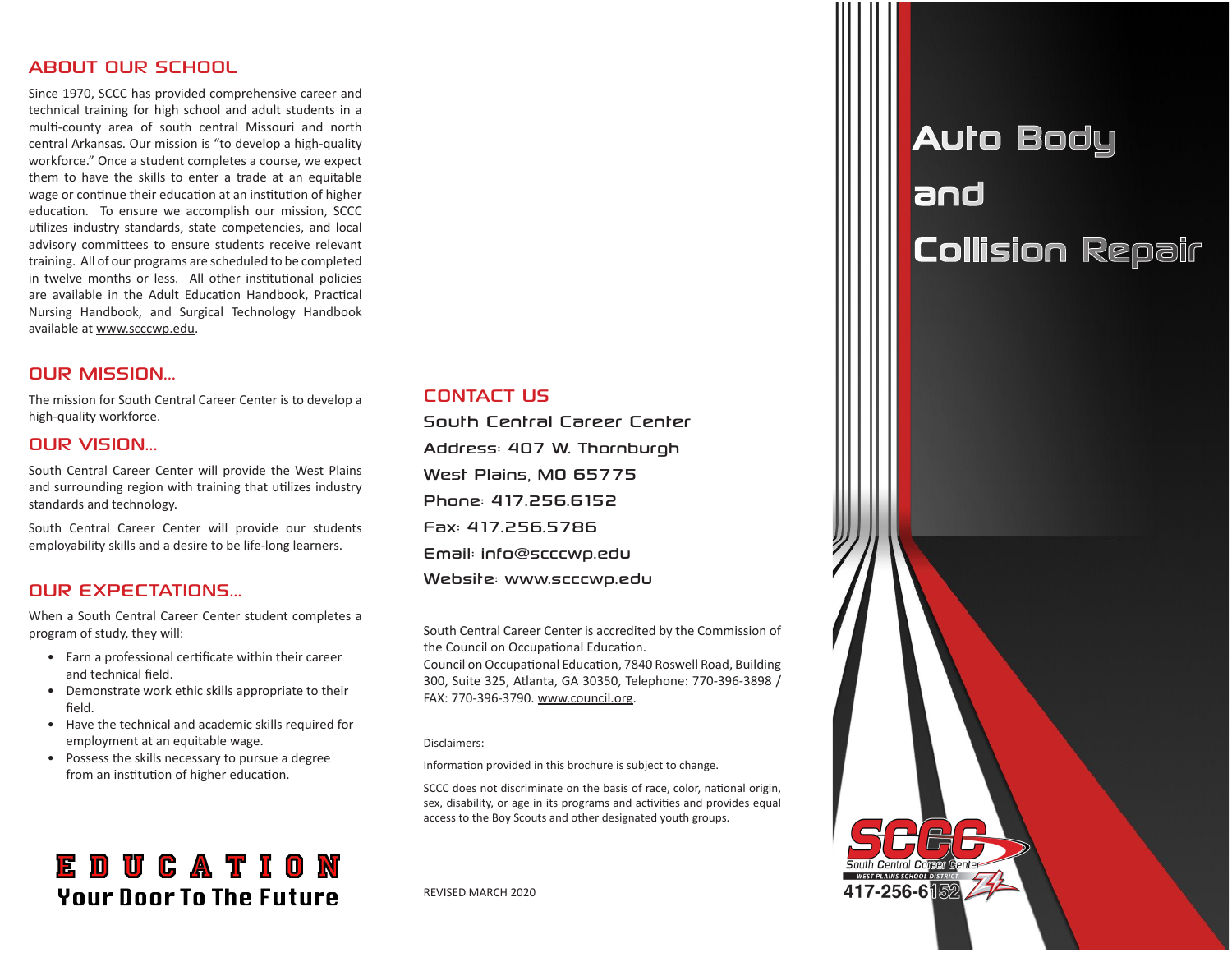## ABOUT OUR SCHOOL

Since 1970, SCCC has provided comprehensive career and technical training for high school and adult students in a multi-county area of south central Missouri and north central Arkansas. Our mission is "to develop a high-quality workforce." Once a student completes a course, we expect them to have the skills to enter a trade at an equitable wage or continue their education at an institution of higher education. To ensure we accomplish our mission, SCCC utilizes industry standards, state competencies, and local advisory committees to ensure students receive relevant training. All of our programs are scheduled to be completed in twelve months or less. All other institutional policies are available in the Adult Education Handbook, Practical Nursing Handbook, and Surgical Technology Handbook available at www.scccwp.edu.

## OUR MISSION...

The mission for South Central Career Center is to develop a high-quality workforce.

## OUR VISION...

South Central Career Center will provide the West Plains and surrounding region with training that utilizes industry standards and technology.

South Central Career Center will provide our students employability skills and a desire to be life-long learners.

## OUR EXPECTATIONS...

When a South Central Career Center student completes a program of study, they will:

- Earn a professional certificate within their career and technical field.
- Demonstrate work ethic skills appropriate to their field.
- Have the technical and academic skills required for employment at an equitable wage.
- Possess the skills necessary to pursue a degree from an institution of higher education.

**EDUCATION**
**Your Door To The Future**

## CONTACT US

South Central Career Center
Address: 407 W. Thornburgh
West Plains, MO 65775
Phone: 417.256.6152
Fax: 417.256.5786
Email: info@scccwp.edu
Website: www.scccwp.edu

South Central Career Center is accredited by the Commission of the Council on Occupational Education.
Council on Occupational Education, 7840 Roswell Road, Building 300, Suite 325, Atlanta, GA 30350, Telephone: 770-396-3898 / FAX: 770-396-3790. www.council.org.

Disclaimers:

Information provided in this brochure is subject to change.

SCCC does not discriminate on the basis of race, color, national origin, sex, disability, or age in its programs and activities and provides equal access to the Boy Scouts and other designated youth groups.

REVISED MARCH 2020

# Auto Body and Collision Repair

SCCC
South Central Career Center
WEST PLAINS SCHOOL DISTRICT
417-256-6152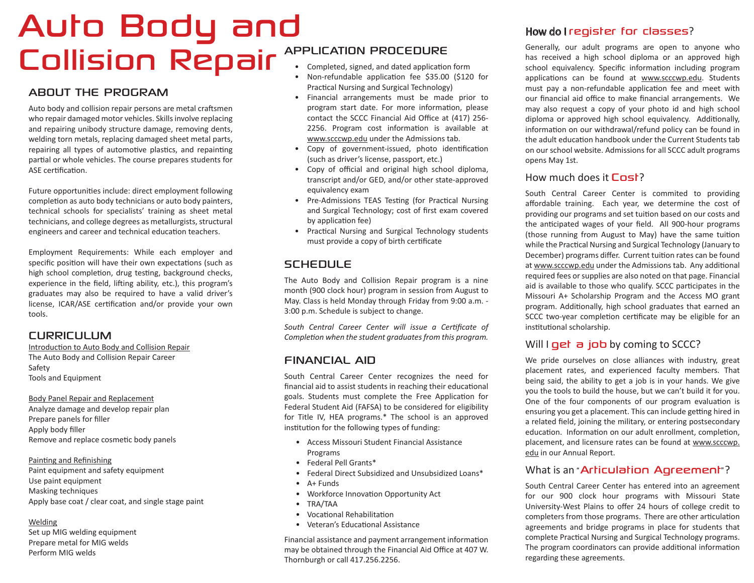# Auto Body and Collision Repair

## ABOUT THE PROGRAM

Auto body and collision repair persons are metal craftsmen who repair damaged motor vehicles. Skills involve replacing and repairing unibody structure damage, removing dents, welding torn metals, replacing damaged sheet metal parts, repairing all types of automotive plastics, and repainting partial or whole vehicles. The course prepares students for ASE certification.

Future opportunities include: direct employment following completion as auto body technicians or auto body painters, technical schools for specialists' training as sheet metal technicians, and college degrees as metallurgists, structural engineers and career and technical education teachers.

Employment Requirements: While each employer and specific position will have their own expectations (such as high school completion, drug testing, background checks, experience in the field, lifting ability, etc.), this program's graduates may also be required to have a valid driver's license, ICAR/ASE certification and/or provide your own tools.

## CURRICULUM

Introduction to Auto Body and Collision Repair
The Auto Body and Collision Repair Career
Safety
Tools and Equipment

Body Panel Repair and Replacement
Analyze damage and develop repair plan
Prepare panels for filler
Apply body filler
Remove and replace cosmetic body panels

Painting and Refinishing
Paint equipment and safety equipment
Use paint equipment
Masking techniques
Apply base coat / clear coat, and single stage paint

Welding
Set up MIG welding equipment
Prepare metal for MIG welds
Perform MIG welds

## APPLICATION PROCEDURE

- Completed, signed, and dated application form
- Non-refundable application fee $35.00 ($120 for Practical Nursing and Surgical Technology)
- Financial arrangements must be made prior to program start date. For more information, please contact the SCCC Financial Aid Office at (417) 256-2256. Program cost information is available at www.scccwp.edu under the Admissions tab.
- Copy of government-issued, photo identification (such as driver's license, passport, etc.)
- Copy of official and original high school diploma, transcript and/or GED, and/or other state-approved equivalency exam
- Pre-Admissions TEAS Testing (for Practical Nursing and Surgical Technology; cost of first exam covered by application fee)
- Practical Nursing and Surgical Technology students must provide a copy of birth certificate

## SCHEDULE

The Auto Body and Collision Repair program is a nine month (900 clock hour) program in session from August to May. Class is held Monday through Friday from 9:00 a.m. - 3:00 p.m. Schedule is subject to change.

*South Central Career Center will issue a Certificate of Completion when the student graduates from this program.*

## FINANCIAL AID

South Central Career Center recognizes the need for financial aid to assist students in reaching their educational goals. Students must complete the Free Application for Federal Student Aid (FAFSA) to be considered for eligibility for Title IV, HEA programs.* The school is an approved institution for the following types of funding:

- Access Missouri Student Financial Assistance Programs
- Federal Pell Grants*
- Federal Direct Subsidized and Unsubsidized Loans*
- A+ Funds
- Workforce Innovation Opportunity Act
- TRA/TAA
- Vocational Rehabilitation
- Veteran's Educational Assistance

Financial assistance and payment arrangement information may be obtained through the Financial Aid Office at 407 W. Thornburgh or call 417.256.2256.

## How do I register for classes?

Generally, our adult programs are open to anyone who has received a high school diploma or an approved high school equivalency. Specific information including program applications can be found at www.scccwp.edu. Students must pay a non-refundable application fee and meet with our financial aid office to make financial arrangements. We may also request a copy of your photo id and high school diploma or approved high school equivalency. Additionally, information on our withdrawal/refund policy can be found in the adult education handbook under the Current Students tab on our school website. Admissions for all SCCC adult programs opens May 1st.

## How much does it Cost?

South Central Career Center is commited to providing affordable training. Each year, we determine the cost of providing our programs and set tuition based on our costs and the anticipated wages of your field. All 900-hour programs (those running from August to May) have the same tuition while the Practical Nursing and Surgical Technology (January to December) programs differ. Current tuition rates can be found at www.scccwp.edu under the Admissions tab. Any additional required fees or supplies are also noted on that page. Financial aid is available to those who qualify. SCCC participates in the Missouri A+ Scholarship Program and the Access MO grant program. Additionally, high school graduates that earned an SCCC two-year completion certificate may be eligible for an institutional scholarship.

## Will I get a job by coming to SCCC?

We pride ourselves on close alliances with industry, great placement rates, and experienced faculty members. That being said, the ability to get a job is in your hands. We give you the tools to build the house, but we can't build it for you. One of the four components of our program evaluation is ensuring you get a placement. This can include getting hired in a related field, joining the military, or entering postsecondary education. Information on our adult enrollment, completion, placement, and licensure rates can be found at www.scccwp.edu in our Annual Report.

## What is an "Articulation Agreement"?

South Central Career Center has entered into an agreement for our 900 clock hour programs with Missouri State University-West Plains to offer 24 hours of college credit to completers from those programs. There are other articulation agreements and bridge programs in place for students that complete Practical Nursing and Surgical Technology programs. The program coordinators can provide additional information regarding these agreements.